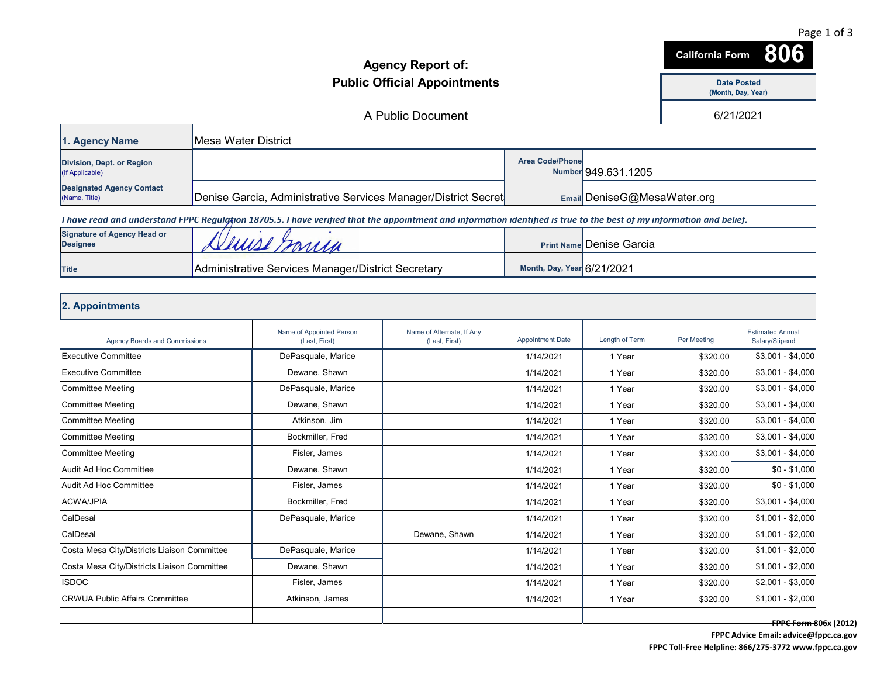California Form **806**

# Agency Report of: Public Official Appointments

A Public Document

| Date Posted (Month, Day, Year) |
|---|
| 6/21/2021 |

| | | | |
|---|---|---|---|
| **1. Agency Name** | Mesa Water District | | |
| **Division, Dept. or Region** (If Applicable) | | **Area Code/Phone Number** | 949.631.1205 |
| **Designated Agency Contact** (Name, Title) | Denise Garcia, Administrative Services Manager/District Secret | **Email** | DeniseG@MesaWater.org |

*I have read and understand FPPC Regulation 18705.5. I have verified that the appointment and information identified is true to the best of my information and belief.*

| | | | |
|---|---|---|---|
| **Signature of Agency Head or Designee** | Denise Garcia | **Print Name** | Denise Garcia |
| **Title** | Administrative Services Manager/District Secretary | **Month, Day, Year** | 6/21/2021 |

## 2. Appointments

| Agency Boards and Commissions | Name of Appointed Person (Last, First) | Name of Alternate, If Any (Last, First) | Appointment Date | Length of Term | Per Meeting | Estimated Annual Salary/Stipend |
|---|---|---|---|---|---|---|
| Executive Committee | DePasquale, Marice | | 1/14/2021 | 1 Year | $320.00 | $3,001 - $4,000 |
| Executive Committee | Dewane, Shawn | | 1/14/2021 | 1 Year | $320.00 | $3,001 - $4,000 |
| Committee Meeting | DePasquale, Marice | | 1/14/2021 | 1 Year | $320.00 | $3,001 - $4,000 |
| Committee Meeting | Dewane, Shawn | | 1/14/2021 | 1 Year | $320.00 | $3,001 - $4,000 |
| Committee Meeting | Atkinson, Jim | | 1/14/2021 | 1 Year | $320.00 | $3,001 - $4,000 |
| Committee Meeting | Bockmiller, Fred | | 1/14/2021 | 1 Year | $320.00 | $3,001 - $4,000 |
| Committee Meeting | Fisler, James | | 1/14/2021 | 1 Year | $320.00 | $3,001 - $4,000 |
| Audit Ad Hoc Committee | Dewane, Shawn | | 1/14/2021 | 1 Year | $320.00 | $0 - $1,000 |
| Audit Ad Hoc Committee | Fisler, James | | 1/14/2021 | 1 Year | $320.00 | $0 - $1,000 |
| ACWA/JPIA | Bockmiller, Fred | | 1/14/2021 | 1 Year | $320.00 | $3,001 - $4,000 |
| CalDesal | DePasquale, Marice | | 1/14/2021 | 1 Year | $320.00 | $1,001 - $2,000 |
| CalDesal | | Dewane, Shawn | 1/14/2021 | 1 Year | $320.00 | $1,001 - $2,000 |
| Costa Mesa City/Districts Liaison Committee | DePasquale, Marice | | 1/14/2021 | 1 Year | $320.00 | $1,001 - $2,000 |
| Costa Mesa City/Districts Liaison Committee | Dewane, Shawn | | 1/14/2021 | 1 Year | $320.00 | $1,001 - $2,000 |
| ISDOC | Fisler, James | | 1/14/2021 | 1 Year | $320.00 | $2,001 - $3,000 |
| CRWUA Public Affairs Committee | Atkinson, James | | 1/14/2021 | 1 Year | $320.00 | $1,001 - $2,000 |
| | | | | | | |

~~FPPC Form 806x (2012)~~
FPPC Advice Email: advice@fppc.ca.gov
FPPC Toll-Free Helpline: 866/275-3772 www.fppc.ca.gov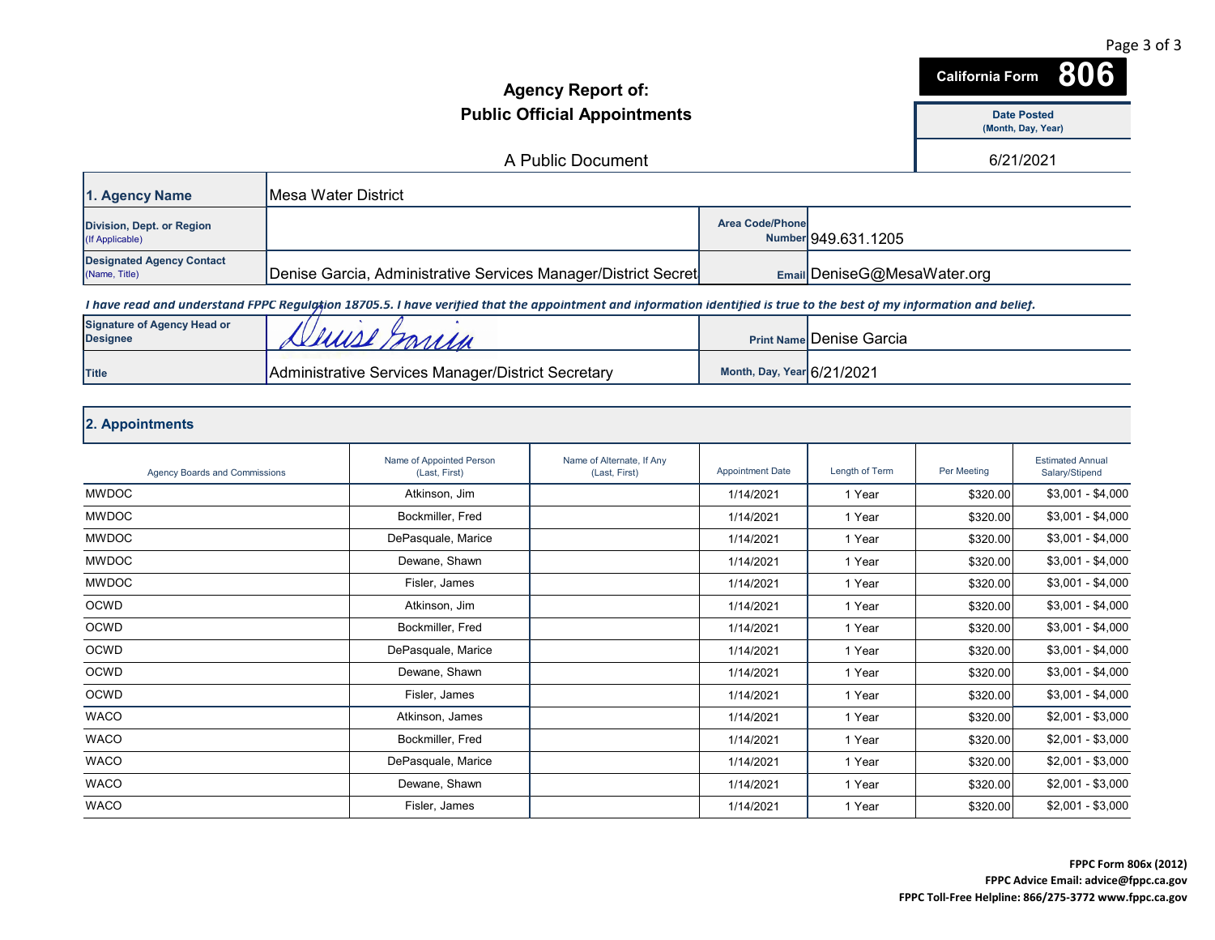**California Form 806**

# Agency Report of: Public Official Appointments

A Public Document

| Date Posted (Month, Day, Year) |
|---|
| 6/21/2021 |

| | | | |
|---|---|---|---|
| **1. Agency Name** | Mesa Water District | | |
| **Division, Dept. or Region** (If Applicable) | | **Area Code/Phone Number** | 949.631.1205 |
| **Designated Agency Contact** (Name, Title) | Denise Garcia, Administrative Services Manager/District Secret | **Email** | DeniseG@MesaWater.org |

*I have read and understand FPPC Regulation 18705.5. I have verified that the appointment and information identified is true to the best of my information and belief.*

| | | | |
|---|---|---|---|
| **Signature of Agency Head or Designee** | Denise Garcia | **Print Name** | Denise Garcia |
| **Title** | Administrative Services Manager/District Secretary | **Month, Day, Year** | 6/21/2021 |

## 2. Appointments

| Agency Boards and Commissions | Name of Appointed Person (Last, First) | Name of Alternate, If Any (Last, First) | Appointment Date | Length of Term | Per Meeting | Estimated Annual Salary/Stipend |
|---|---|---|---|---|---|---|
| MWDOC | Atkinson, Jim | | 1/14/2021 | 1 Year | $320.00 | $3,001 - $4,000 |
| MWDOC | Bockmiller, Fred | | 1/14/2021 | 1 Year | $320.00 | $3,001 - $4,000 |
| MWDOC | DePasquale, Marice | | 1/14/2021 | 1 Year | $320.00 | $3,001 - $4,000 |
| MWDOC | Dewane, Shawn | | 1/14/2021 | 1 Year | $320.00 | $3,001 - $4,000 |
| MWDOC | Fisler, James | | 1/14/2021 | 1 Year | $320.00 | $3,001 - $4,000 |
| OCWD | Atkinson, Jim | | 1/14/2021 | 1 Year | $320.00 | $3,001 - $4,000 |
| OCWD | Bockmiller, Fred | | 1/14/2021 | 1 Year | $320.00 | $3,001 - $4,000 |
| OCWD | DePasquale, Marice | | 1/14/2021 | 1 Year | $320.00 | $3,001 - $4,000 |
| OCWD | Dewane, Shawn | | 1/14/2021 | 1 Year | $320.00 | $3,001 - $4,000 |
| OCWD | Fisler, James | | 1/14/2021 | 1 Year | $320.00 | $3,001 - $4,000 |
| WACO | Atkinson, James | | 1/14/2021 | 1 Year | $320.00 | $2,001 - $3,000 |
| WACO | Bockmiller, Fred | | 1/14/2021 | 1 Year | $320.00 | $2,001 - $3,000 |
| WACO | DePasquale, Marice | | 1/14/2021 | 1 Year | $320.00 | $2,001 - $3,000 |
| WACO | Dewane, Shawn | | 1/14/2021 | 1 Year | $320.00 | $2,001 - $3,000 |
| WACO | Fisler, James | | 1/14/2021 | 1 Year | $320.00 | $2,001 - $3,000 |

**FPPC Form 806x (2012)**
**FPPC Advice Email: advice@fppc.ca.gov**
**FPPC Toll-Free Helpline: 866/275-3772 www.fppc.ca.gov**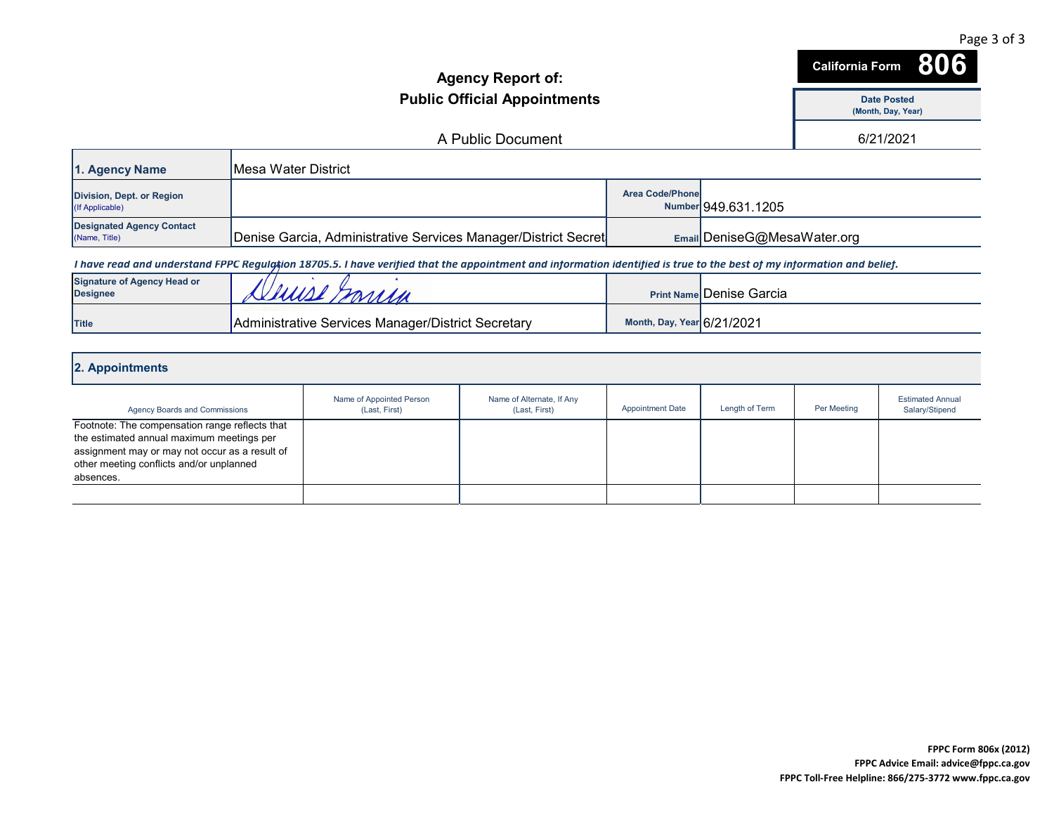**California Form 806**

# Agency Report of: Public Official Appointments

A Public Document

| Date Posted (Month, Day, Year) |
| --- |
| 6/21/2021 |

| | | | |
| --- | --- | --- | --- |
| **1. Agency Name** | Mesa Water District | | |
| **Division, Dept. or Region** (If Applicable) | | **Area Code/Phone Number** | 949.631.1205 |
| **Designated Agency Contact** (Name, Title) | Denise Garcia, Administrative Services Manager/District Secret | **Email** | DeniseG@MesaWater.org |

***I have read and understand FPPC Regulation 18705.5. I have verified that the appointment and information identified is true to the best of my information and belief.***

| | | | |
| --- | --- | --- | --- |
| **Signature of Agency Head or Designee** | Denise Garcia | **Print Name** | Denise Garcia |
| **Title** | Administrative Services Manager/District Secretary | **Month, Day, Year** | 6/21/2021 |

## 2. Appointments

| Agency Boards and Commissions | Name of Appointed Person (Last, First) | Name of Alternate, If Any (Last, First) | Appointment Date | Length of Term | Per Meeting | Estimated Annual Salary/Stipend |
| --- | --- | --- | --- | --- | --- | --- |
| Footnote: The compensation range reflects that the estimated annual maximum meetings per assignment may or may not occur as a result of other meeting conflicts and/or unplanned absences. | | | | | | |
| | | | | | | |

**FPPC Form 806x (2012)**
**FPPC Advice Email: advice@fppc.ca.gov**
**FPPC Toll-Free Helpline: 866/275-3772 www.fppc.ca.gov**